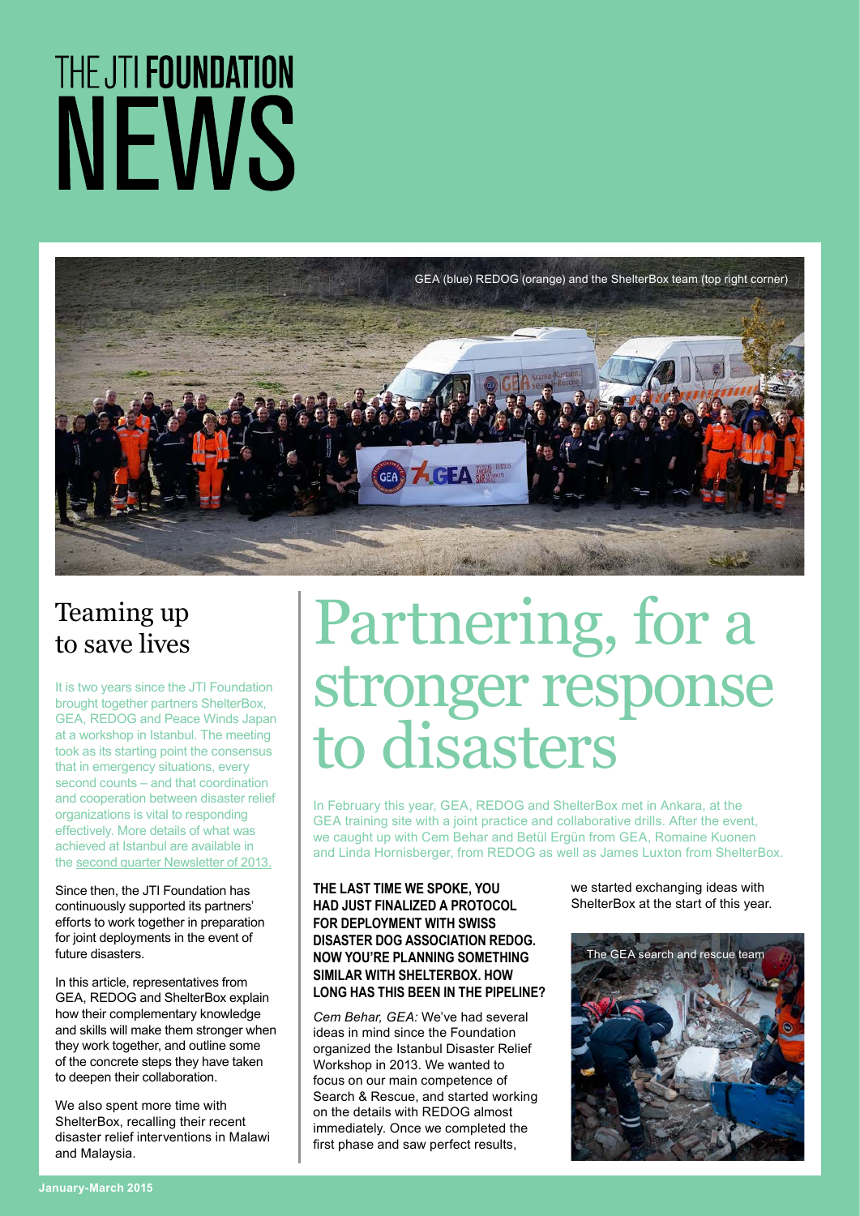# THE JTI FOUNDATION NEWS

GEA (blue) REDOG (orange) and the ShelterBox team (top right corner)

## Teaming up to save lives

It is two years since the JTI Foundation brought together partners ShelterBox, GEA, REDOG and Peace Winds Japan at a workshop in Istanbul. The meeting took as its starting point the consensus that in emergency situations, every second counts – and that coordination and cooperation between disaster relief organizations is vital to responding effectively. More details of what was achieved at Istanbul are available in the second quarter Newsletter of 2013.

Since then, the JTI Foundation has continuously supported its partners' efforts to work together in preparation for joint deployments in the event of future disasters.

In this article, representatives from GEA, REDOG and ShelterBox explain how their complementary knowledge and skills will make them stronger when they work together, and outline some of the concrete steps they have taken to deepen their collaboration.

We also spent more time with ShelterBox, recalling their recent disaster relief interventions in Malawi and Malaysia.

# Partnering, for a stronger response to disasters

In February this year, GEA, REDOG and ShelterBox met in Ankara, at the GEA training site with a joint practice and collaborative drills. After the event, we caught up with Cem Behar and Betül Ergün from GEA, Romaine Kuonen and Linda Hornisberger, from REDOG as well as James Luxton from ShelterBox.

**THE LAST TIME WE SPOKE, YOU HAD JUST FINALIZED A PROTOCOL FOR DEPLOYMENT WITH SWISS DISASTER DOG ASSOCIATION REDOG. NOW YOU'RE PLANNING SOMETHING SIMILAR WITH SHELTERBOX. HOW LONG HAS THIS BEEN IN THE PIPELINE?**

*Cem Behar, GEA:* We've had several ideas in mind since the Foundation organized the Istanbul Disaster Relief Workshop in 2013. We wanted to focus on our main competence of Search & Rescue, and started working on the details with REDOG almost immediately. Once we completed the first phase and saw perfect results, we started exchanging ideas with ShelterBox at the start of this year.

The GEA search and rescue team

January-March 2015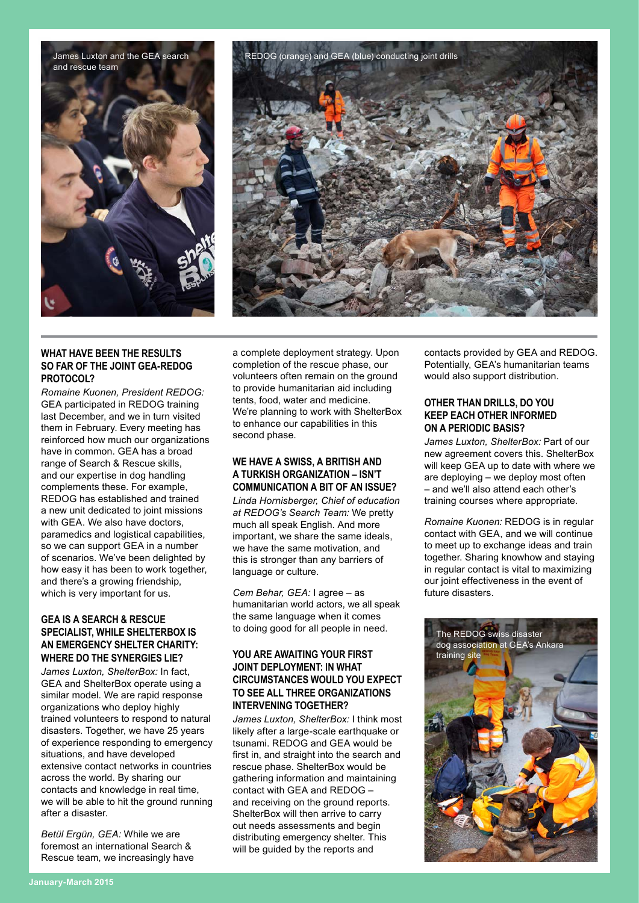James Luxton and the GEA search and rescue team

REDOG (orange) and GEA (blue) conducting joint drills

### WHAT HAVE BEEN THE RESULTS SO FAR OF THE JOINT GEA-REDOG PROTOCOL?

*Romaine Kuonen, President REDOG:* GEA participated in REDOG training last December, and we in turn visited them in February. Every meeting has reinforced how much our organizations have in common. GEA has a broad range of Search & Rescue skills, and our expertise in dog handling complements these. For example, REDOG has established and trained a new unit dedicated to joint missions with GEA. We also have doctors, paramedics and logistical capabilities, so we can support GEA in a number of scenarios. We've been delighted by how easy it has been to work together, and there's a growing friendship, which is very important for us.

### GEA IS A SEARCH & RESCUE SPECIALIST, WHILE SHELTERBOX IS AN EMERGENCY SHELTER CHARITY: WHERE DO THE SYNERGIES LIE?

*James Luxton, ShelterBox:* In fact, GEA and ShelterBox operate using a similar model. We are rapid response organizations who deploy highly trained volunteers to respond to natural disasters. Together, we have 25 years of experience responding to emergency situations, and have developed extensive contact networks in countries across the world. By sharing our contacts and knowledge in real time, we will be able to hit the ground running after a disaster.

*Betül Ergün, GEA:* While we are foremost an international Search & Rescue team, we increasingly have a complete deployment strategy. Upon completion of the rescue phase, our volunteers often remain on the ground to provide humanitarian aid including tents, food, water and medicine. We're planning to work with ShelterBox to enhance our capabilities in this second phase.

### WE HAVE A SWISS, A BRITISH AND A TURKISH ORGANIZATION – ISN'T COMMUNICATION A BIT OF AN ISSUE?

*Linda Hornisberger, Chief of education at REDOG's Search Team:* We pretty much all speak English. And more important, we share the same ideals, we have the same motivation, and this is stronger than any barriers of language or culture.

*Cem Behar, GEA:* I agree – as humanitarian world actors, we all speak the same language when it comes to doing good for all people in need.

### YOU ARE AWAITING YOUR FIRST JOINT DEPLOYMENT: IN WHAT CIRCUMSTANCES WOULD YOU EXPECT TO SEE ALL THREE ORGANIZATIONS INTERVENING TOGETHER?

*James Luxton, ShelterBox:* I think most likely after a large-scale earthquake or tsunami. REDOG and GEA would be first in, and straight into the search and rescue phase. ShelterBox would be gathering information and maintaining contact with GEA and REDOG – and receiving on the ground reports. ShelterBox will then arrive to carry out needs assessments and begin distributing emergency shelter. This will be guided by the reports and contacts provided by GEA and REDOG. Potentially, GEA's humanitarian teams would also support distribution.

### OTHER THAN DRILLS, DO YOU KEEP EACH OTHER INFORMED ON A PERIODIC BASIS?

*James Luxton, ShelterBox:* Part of our new agreement covers this. ShelterBox will keep GEA up to date with where we are deploying – we deploy most often – and we'll also attend each other's training courses where appropriate.

*Romaine Kuonen:* REDOG is in regular contact with GEA, and we will continue to meet up to exchange ideas and train together. Sharing knowhow and staying in regular contact is vital to maximizing our joint effectiveness in the event of future disasters.

The REDOG swiss disaster dog association at GEA's Ankara training site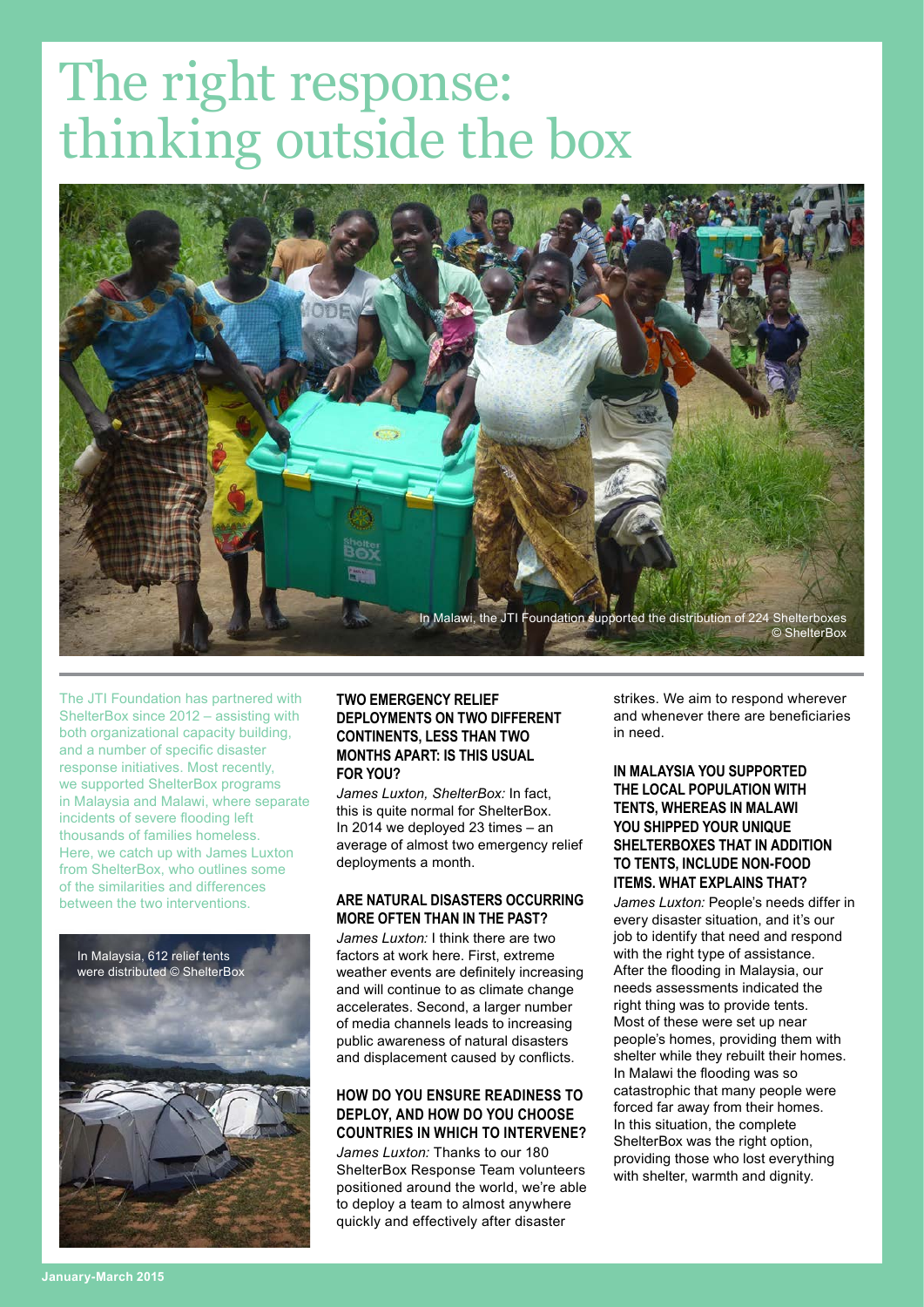# The right response: thinking outside the box

In Malawi, the JTI Foundation supported the distribution of 224 Shelterboxes © ShelterBox

The JTI Foundation has partnered with ShelterBox since 2012 – assisting with both organizational capacity building, and a number of specific disaster response initiatives. Most recently, we supported ShelterBox programs in Malaysia and Malawi, where separate incidents of severe flooding left thousands of families homeless. Here, we catch up with James Luxton from ShelterBox, who outlines some of the similarities and differences between the two interventions.

In Malaysia, 612 relief tents were distributed © ShelterBox

**TWO EMERGENCY RELIEF DEPLOYMENTS ON TWO DIFFERENT CONTINENTS, LESS THAN TWO MONTHS APART: IS THIS USUAL FOR YOU?**

*James Luxton, ShelterBox:* In fact, this is quite normal for ShelterBox. In 2014 we deployed 23 times – an average of almost two emergency relief deployments a month.

**ARE NATURAL DISASTERS OCCURRING MORE OFTEN THAN IN THE PAST?**

*James Luxton:* I think there are two factors at work here. First, extreme weather events are definitely increasing and will continue to as climate change accelerates. Second, a larger number of media channels leads to increasing public awareness of natural disasters and displacement caused by conflicts.

**HOW DO YOU ENSURE READINESS TO DEPLOY, AND HOW DO YOU CHOOSE COUNTRIES IN WHICH TO INTERVENE?**

*James Luxton:* Thanks to our 180 ShelterBox Response Team volunteers positioned around the world, we're able to deploy a team to almost anywhere quickly and effectively after disaster strikes. We aim to respond wherever and whenever there are beneficiaries in need.

**IN MALAYSIA YOU SUPPORTED THE LOCAL POPULATION WITH TENTS, WHEREAS IN MALAWI YOU SHIPPED YOUR UNIQUE SHELTERBOXES THAT IN ADDITION TO TENTS, INCLUDE NON-FOOD ITEMS. WHAT EXPLAINS THAT?**

*James Luxton:* People's needs differ in every disaster situation, and it's our job to identify that need and respond with the right type of assistance. After the flooding in Malaysia, our needs assessments indicated the right thing was to provide tents. Most of these were set up near people's homes, providing them with shelter while they rebuilt their homes. In Malawi the flooding was so catastrophic that many people were forced far away from their homes. In this situation, the complete ShelterBox was the right option, providing those who lost everything with shelter, warmth and dignity.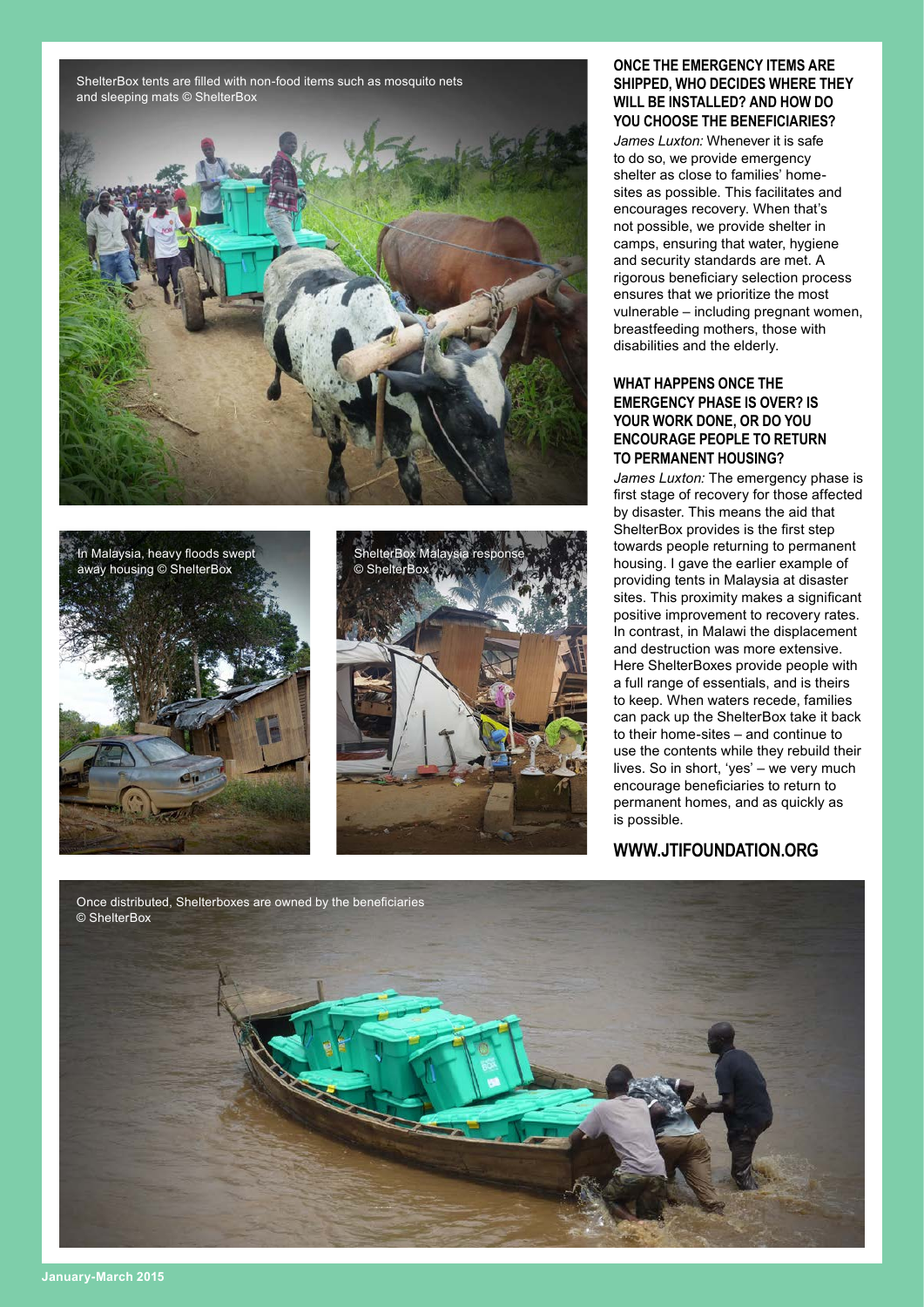ShelterBox tents are filled with non-food items such as mosquito nets and sleeping mats © ShelterBox

In Malaysia, heavy floods swept away housing © ShelterBox

ShelterBox Malaysia response © ShelterBox

### ONCE THE EMERGENCY ITEMS ARE SHIPPED, WHO DECIDES WHERE THEY WILL BE INSTALLED? AND HOW DO YOU CHOOSE THE BENEFICIARIES?

*James Luxton:* Whenever it is safe to do so, we provide emergency shelter as close to families' home-sites as possible. This facilitates and encourages recovery. When that's not possible, we provide shelter in camps, ensuring that water, hygiene and security standards are met. A rigorous beneficiary selection process ensures that we prioritize the most vulnerable – including pregnant women, breastfeeding mothers, those with disabilities and the elderly.

### WHAT HAPPENS ONCE THE EMERGENCY PHASE IS OVER? IS YOUR WORK DONE, OR DO YOU ENCOURAGE PEOPLE TO RETURN TO PERMANENT HOUSING?

*James Luxton:* The emergency phase is first stage of recovery for those affected by disaster. This means the aid that ShelterBox provides is the first step towards people returning to permanent housing. I gave the earlier example of providing tents in Malaysia at disaster sites. This proximity makes a significant positive improvement to recovery rates. In contrast, in Malawi the displacement and destruction was more extensive. Here ShelterBoxes provide people with a full range of essentials, and is theirs to keep. When waters recede, families can pack up the ShelterBox take it back to their home-sites – and continue to use the contents while they rebuild their lives. So in short, 'yes' – we very much encourage beneficiaries to return to permanent homes, and as quickly as is possible.

## WWW.JTIFOUNDATION.ORG

Once distributed, Shelterboxes are owned by the beneficiaries © ShelterBox